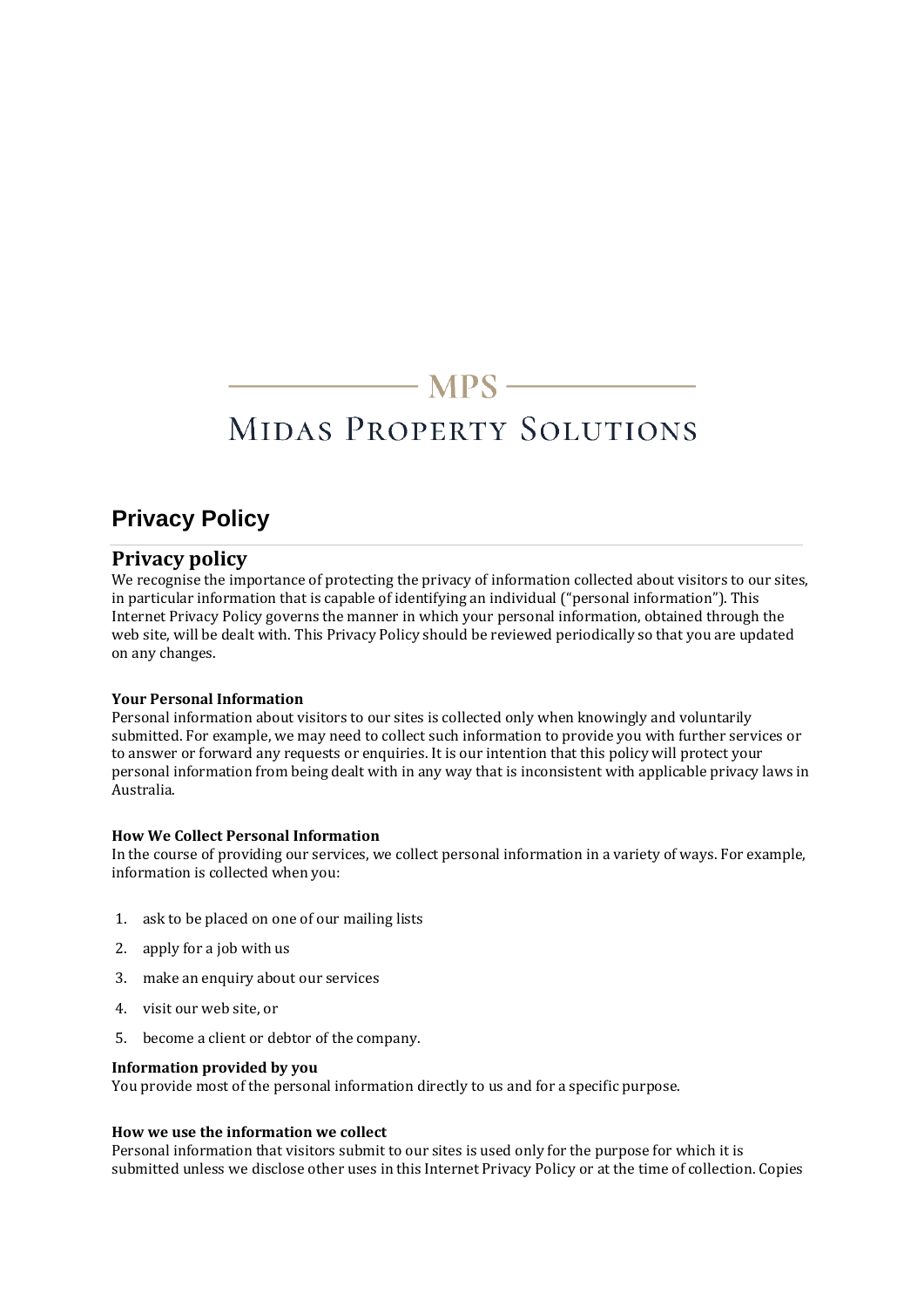MPS

MIDAS PROPERTY SOLUTIONS

# Privacy Policy

## Privacy policy

We recognise the importance of protecting the privacy of information collected about visitors to our sites, in particular information that is capable of identifying an individual ("personal information"). This Internet Privacy Policy governs the manner in which your personal information, obtained through the web site, will be dealt with. This Privacy Policy should be reviewed periodically so that you are updated on any changes.

**Your Personal Information**

Personal information about visitors to our sites is collected only when knowingly and voluntarily submitted. For example, we may need to collect such information to provide you with further services or to answer or forward any requests or enquiries. It is our intention that this policy will protect your personal information from being dealt with in any way that is inconsistent with applicable privacy laws in Australia.

**How We Collect Personal Information**

In the course of providing our services, we collect personal information in a variety of ways. For example, information is collected when you:

1. ask to be placed on one of our mailing lists
2. apply for a job with us
3. make an enquiry about our services
4. visit our web site, or
5. become a client or debtor of the company.

**Information provided by you**

You provide most of the personal information directly to us and for a specific purpose.

**How we use the information we collect**

Personal information that visitors submit to our sites is used only for the purpose for which it is submitted unless we disclose other uses in this Internet Privacy Policy or at the time of collection. Copies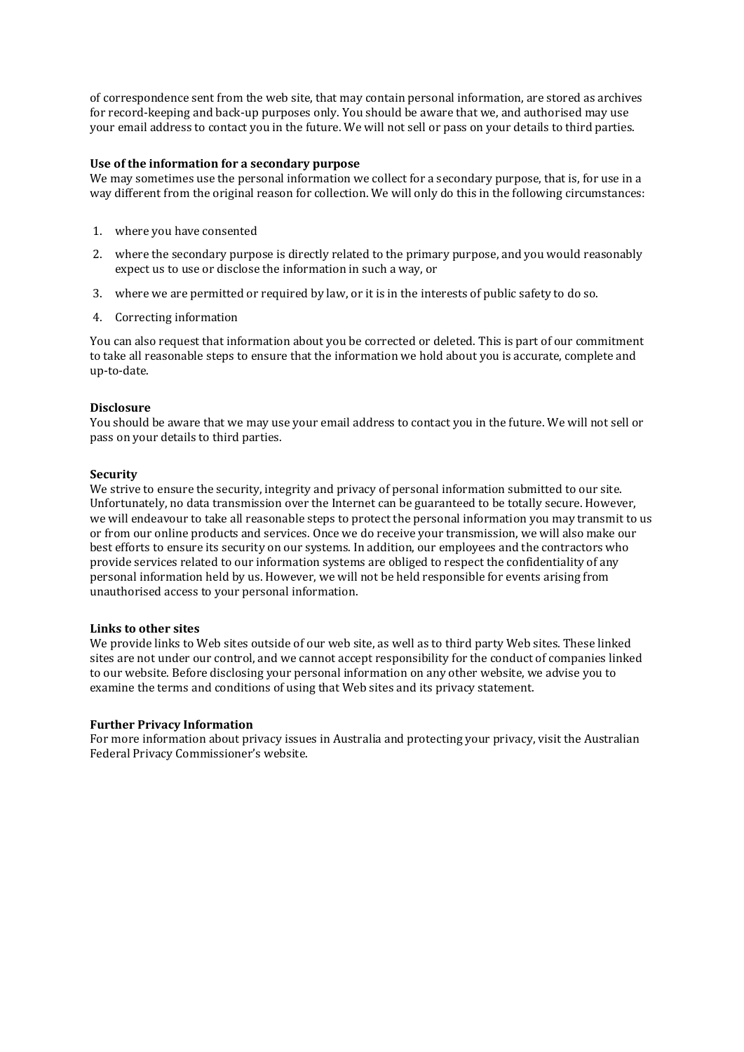of correspondence sent from the web site, that may contain personal information, are stored as archives for record-keeping and back-up purposes only. You should be aware that we, and authorised may use your email address to contact you in the future. We will not sell or pass on your details to third parties.

**Use of the information for a secondary purpose**

We may sometimes use the personal information we collect for a secondary purpose, that is, for use in a way different from the original reason for collection. We will only do this in the following circumstances:

1. where you have consented
2. where the secondary purpose is directly related to the primary purpose, and you would reasonably expect us to use or disclose the information in such a way, or
3. where we are permitted or required by law, or it is in the interests of public safety to do so.
4. Correcting information

You can also request that information about you be corrected or deleted. This is part of our commitment to take all reasonable steps to ensure that the information we hold about you is accurate, complete and up-to-date.

**Disclosure**

You should be aware that we may use your email address to contact you in the future. We will not sell or pass on your details to third parties.

**Security**

We strive to ensure the security, integrity and privacy of personal information submitted to our site. Unfortunately, no data transmission over the Internet can be guaranteed to be totally secure. However, we will endeavour to take all reasonable steps to protect the personal information you may transmit to us or from our online products and services. Once we do receive your transmission, we will also make our best efforts to ensure its security on our systems. In addition, our employees and the contractors who provide services related to our information systems are obliged to respect the confidentiality of any personal information held by us. However, we will not be held responsible for events arising from unauthorised access to your personal information.

**Links to other sites**

We provide links to Web sites outside of our web site, as well as to third party Web sites. These linked sites are not under our control, and we cannot accept responsibility for the conduct of companies linked to our website. Before disclosing your personal information on any other website, we advise you to examine the terms and conditions of using that Web sites and its privacy statement.

**Further Privacy Information**

For more information about privacy issues in Australia and protecting your privacy, visit the Australian Federal Privacy Commissioner's website.